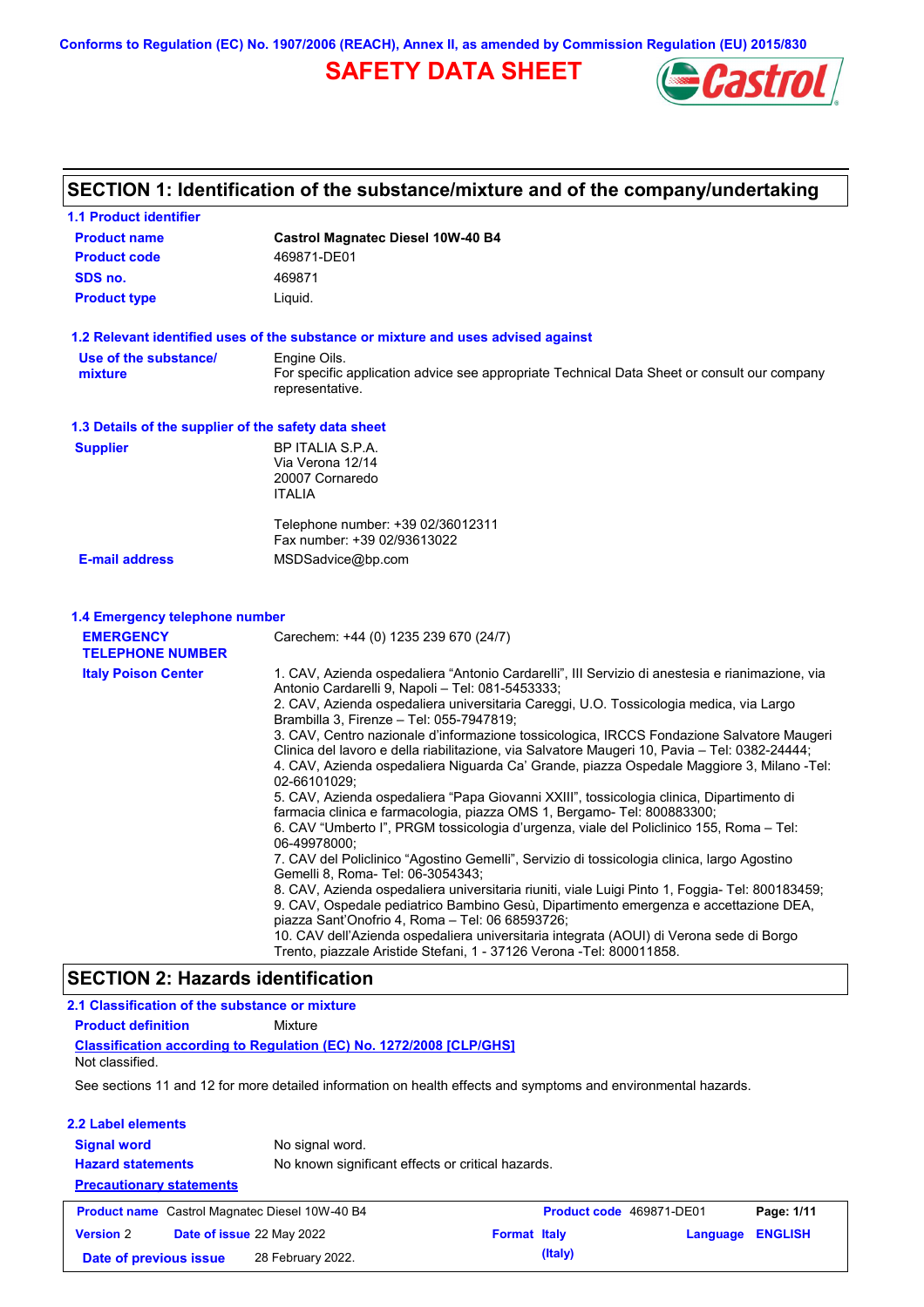Conforms to Regulation (EC) No. 1907/2006 (REACH), Annex II, as amended by Commission Regulation (EU) 2015/830

# SAFETY DATA SHEET

## SECTION 1: Identification of the substance/mixture and of the company/undertaking

### 1.1 Product identifier

| | |
|---|---|
| **Product name** | **Castrol Magnatec Diesel 10W-40 B4** |
| **Product code** | 469871-DE01 |
| **SDS no.** | 469871 |
| **Product type** | Liquid. |

### 1.2 Relevant identified uses of the substance or mixture and uses advised against

**Use of the substance/mixture**: Engine Oils.
For specific application advice see appropriate Technical Data Sheet or consult our company representative.

### 1.3 Details of the supplier of the safety data sheet

**Supplier**

BP ITALIA S.P.A.
Via Verona 12/14
20007 Cornaredo
ITALIA

Telephone number: +39 02/36012311
Fax number: +39 02/93613022

**E-mail address**: MSDSadvice@bp.com

### 1.4 Emergency telephone number

**EMERGENCY TELEPHONE NUMBER**: Carechem: +44 (0) 1235 239 670 (24/7)

**Italy Poison Center**

1. CAV, Azienda ospedaliera “Antonio Cardarelli”, III Servizio di anestesia e rianimazione, via Antonio Cardarelli 9, Napoli – Tel: 081-5453333;
2. CAV, Azienda ospedaliera universitaria Careggi, U.O. Tossicologia medica, via Largo Brambilla 3, Firenze – Tel: 055-7947819;
3. CAV, Centro nazionale d’informazione tossicologica, IRCCS Fondazione Salvatore Maugeri Clinica del lavoro e della riabilitazione, via Salvatore Maugeri 10, Pavia – Tel: 0382-24444;
4. CAV, Azienda ospedaliera Niguarda Ca’ Grande, piazza Ospedale Maggiore 3, Milano -Tel: 02-66101029;
5. CAV, Azienda ospedaliera “Papa Giovanni XXIII”, tossicologia clinica, Dipartimento di farmacia clinica e farmacologia, piazza OMS 1, Bergamo- Tel: 800883300;
6. CAV “Umberto I”, PRGM tossicologia d’urgenza, viale del Policlinico 155, Roma – Tel: 06-49978000;
7. CAV del Policlinico “Agostino Gemelli”, Servizio di tossicologia clinica, largo Agostino Gemelli 8, Roma- Tel: 06-3054343;
8. CAV, Azienda ospedaliera universitaria riuniti, viale Luigi Pinto 1, Foggia- Tel: 800183459;
9. CAV, Ospedale pediatrico Bambino Gesù, Dipartimento emergenza e accettazione DEA, piazza Sant’Onofrio 4, Roma – Tel: 06 68593726;
10. CAV dell’Azienda ospedaliera universitaria integrata (AOUI) di Verona sede di Borgo Trento, piazzale Aristide Stefani, 1 - 37126 Verona -Tel: 800011858.

## SECTION 2: Hazards identification

### 2.1 Classification of the substance or mixture

**Product definition**: Mixture

**Classification according to Regulation (EC) No. 1272/2008 [CLP/GHS]**

Not classified.

See sections 11 and 12 for more detailed information on health effects and symptoms and environmental hazards.

### 2.2 Label elements

| | |
|---|---|
| **Signal word** | No signal word. |
| **Hazard statements** | No known significant effects or critical hazards. |

**Precautionary statements**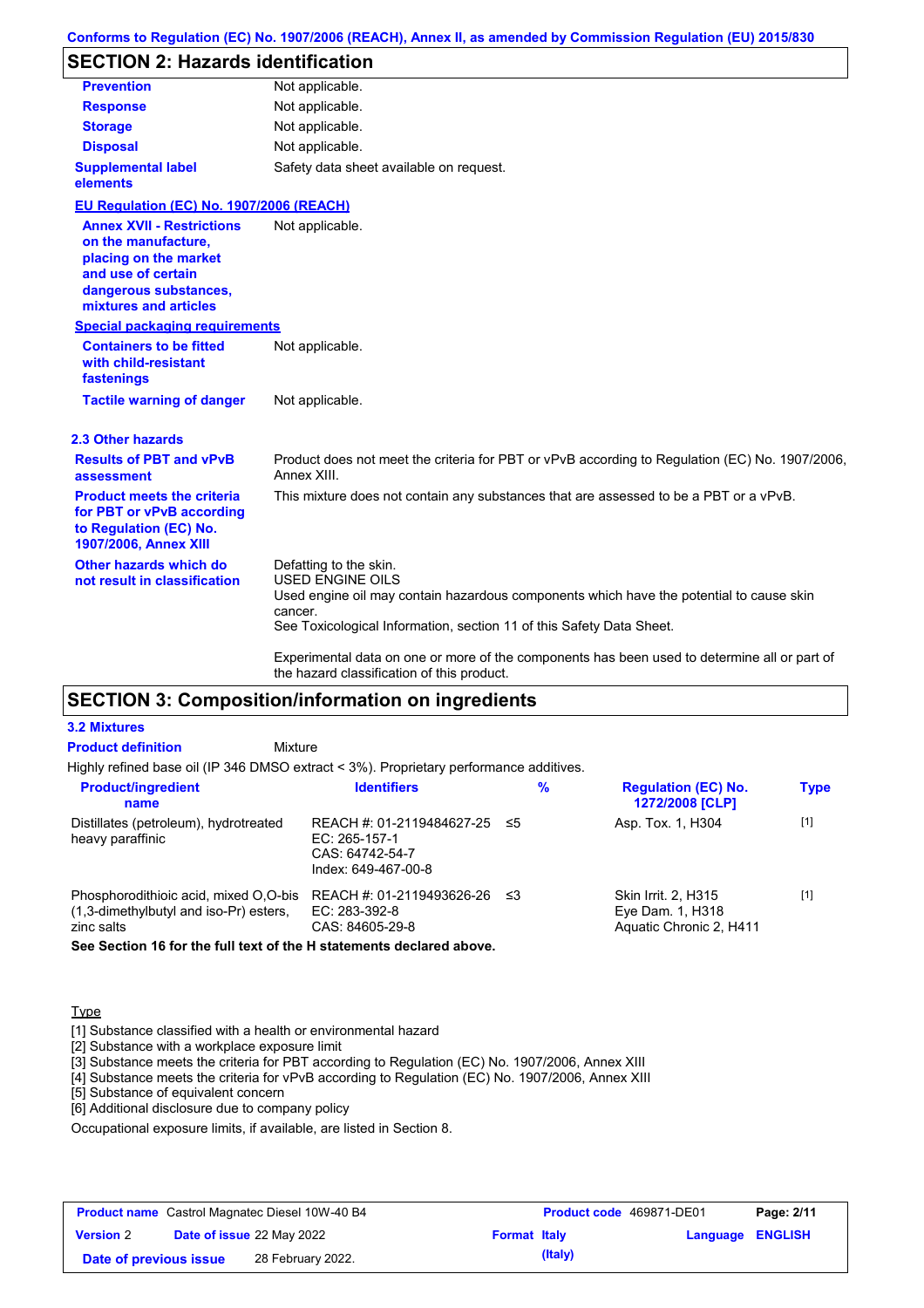## SECTION 2: Hazards identification

| | |
|---|---|
| **Prevention** | Not applicable. |
| **Response** | Not applicable. |
| **Storage** | Not applicable. |
| **Disposal** | Not applicable. |
| **Supplemental label elements** | Safety data sheet available on request. |

**EU Regulation (EC) No. 1907/2006 (REACH)**

| | |
|---|---|
| **Annex XVII - Restrictions on the manufacture, placing on the market and use of certain dangerous substances, mixtures and articles** | Not applicable. |

**Special packaging requirements**

| | |
|---|---|
| **Containers to be fitted with child-resistant fastenings** | Not applicable. |
| **Tactile warning of danger** | Not applicable. |

### 2.3 Other hazards

| | |
|---|---|
| **Results of PBT and vPvB assessment** | Product does not meet the criteria for PBT or vPvB according to Regulation (EC) No. 1907/2006, Annex XIII. |
| **Product meets the criteria for PBT or vPvB according to Regulation (EC) No. 1907/2006, Annex XIII** | This mixture does not contain any substances that are assessed to be a PBT or a vPvB. |
| **Other hazards which do not result in classification** | Defatting to the skin.<br>USED ENGINE OILS<br>Used engine oil may contain hazardous components which have the potential to cause skin cancer.<br>See Toxicological Information, section 11 of this Safety Data Sheet.<br><br>Experimental data on one or more of the components has been used to determine all or part of the hazard classification of this product. |

## SECTION 3: Composition/information on ingredients

### 3.2 Mixtures

**Product definition** Mixture

Highly refined base oil (IP 346 DMSO extract < 3%). Proprietary performance additives.

| Product/ingredient name | Identifiers | % | Regulation (EC) No. 1272/2008 [CLP] | Type |
|---|---|---|---|---|
| Distillates (petroleum), hydrotreated heavy paraffinic | REACH #: 01-2119484627-25<br>EC: 265-157-1<br>CAS: 64742-54-7<br>Index: 649-467-00-8 | ≤5 | Asp. Tox. 1, H304 | [1] |
| Phosphorodithioic acid, mixed O,O-bis (1,3-dimethylbutyl and iso-Pr) esters, zinc salts | REACH #: 01-2119493626-26<br>EC: 283-392-8<br>CAS: 84605-29-8 | ≤3 | Skin Irrit. 2, H315<br>Eye Dam. 1, H318<br>Aquatic Chronic 2, H411 | [1] |

**See Section 16 for the full text of the H statements declared above.**

Type

[1] Substance classified with a health or environmental hazard
[2] Substance with a workplace exposure limit
[3] Substance meets the criteria for PBT according to Regulation (EC) No. 1907/2006, Annex XIII
[4] Substance meets the criteria for vPvB according to Regulation (EC) No. 1907/2006, Annex XIII
[5] Substance of equivalent concern
[6] Additional disclosure due to company policy

Occupational exposure limits, if available, are listed in Section 8.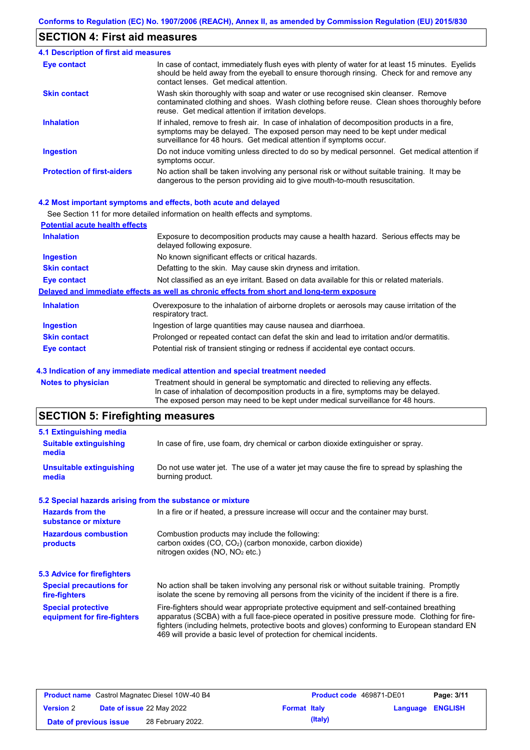## SECTION 4: First aid measures

### 4.1 Description of first aid measures

| | |
|---|---|
| **Eye contact** | In case of contact, immediately flush eyes with plenty of water for at least 15 minutes. Eyelids should be held away from the eyeball to ensure thorough rinsing. Check for and remove any contact lenses. Get medical attention. |
| **Skin contact** | Wash skin thoroughly with soap and water or use recognised skin cleanser. Remove contaminated clothing and shoes. Wash clothing before reuse. Clean shoes thoroughly before reuse. Get medical attention if irritation develops. |
| **Inhalation** | If inhaled, remove to fresh air. In case of inhalation of decomposition products in a fire, symptoms may be delayed. The exposed person may need to be kept under medical surveillance for 48 hours. Get medical attention if symptoms occur. |
| **Ingestion** | Do not induce vomiting unless directed to do so by medical personnel. Get medical attention if symptoms occur. |
| **Protection of first-aiders** | No action shall be taken involving any personal risk or without suitable training. It may be dangerous to the person providing aid to give mouth-to-mouth resuscitation. |

### 4.2 Most important symptoms and effects, both acute and delayed

See Section 11 for more detailed information on health effects and symptoms.

**Potential acute health effects**

| | |
|---|---|
| **Inhalation** | Exposure to decomposition products may cause a health hazard. Serious effects may be delayed following exposure. |
| **Ingestion** | No known significant effects or critical hazards. |
| **Skin contact** | Defatting to the skin. May cause skin dryness and irritation. |
| **Eye contact** | Not classified as an eye irritant. Based on data available for this or related materials. |

**Delayed and immediate effects as well as chronic effects from short and long-term exposure**

| | |
|---|---|
| **Inhalation** | Overexposure to the inhalation of airborne droplets or aerosols may cause irritation of the respiratory tract. |
| **Ingestion** | Ingestion of large quantities may cause nausea and diarrhoea. |
| **Skin contact** | Prolonged or repeated contact can defat the skin and lead to irritation and/or dermatitis. |
| **Eye contact** | Potential risk of transient stinging or redness if accidental eye contact occurs. |

### 4.3 Indication of any immediate medical attention and special treatment needed

| | |
|---|---|
| **Notes to physician** | Treatment should in general be symptomatic and directed to relieving any effects. In case of inhalation of decomposition products in a fire, symptoms may be delayed. The exposed person may need to be kept under medical surveillance for 48 hours. |

## SECTION 5: Firefighting measures

### 5.1 Extinguishing media

| | |
|---|---|
| **Suitable extinguishing media** | In case of fire, use foam, dry chemical or carbon dioxide extinguisher or spray. |
| **Unsuitable extinguishing media** | Do not use water jet. The use of a water jet may cause the fire to spread by splashing the burning product. |

### 5.2 Special hazards arising from the substance or mixture

| | |
|---|---|
| **Hazards from the substance or mixture** | In a fire or if heated, a pressure increase will occur and the container may burst. |
| **Hazardous combustion products** | Combustion products may include the following: carbon oxides (CO, $CO_2$) (carbon monoxide, carbon dioxide) nitrogen oxides (NO, $NO_2$ etc.) |

### 5.3 Advice for firefighters

| | |
|---|---|
| **Special precautions for fire-fighters** | No action shall be taken involving any personal risk or without suitable training. Promptly isolate the scene by removing all persons from the vicinity of the incident if there is a fire. |
| **Special protective equipment for fire-fighters** | Fire-fighters should wear appropriate protective equipment and self-contained breathing apparatus (SCBA) with a full face-piece operated in positive pressure mode. Clothing for fire-fighters (including helmets, protective boots and gloves) conforming to European standard EN 469 will provide a basic level of protection for chemical incidents. |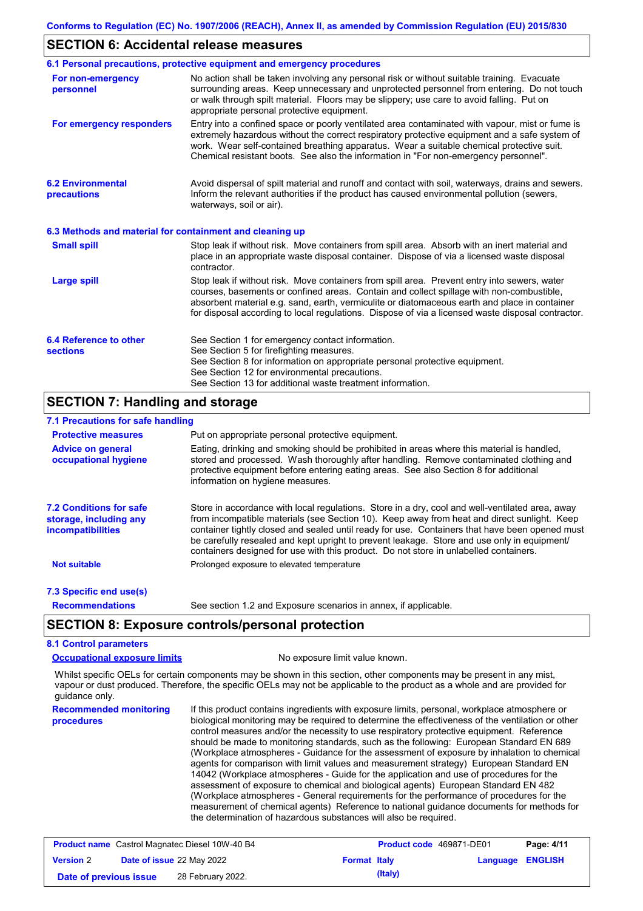## SECTION 6: Accidental release measures

### 6.1 Personal precautions, protective equipment and emergency procedures

**For non-emergency personnel**

No action shall be taken involving any personal risk or without suitable training. Evacuate surrounding areas. Keep unnecessary and unprotected personnel from entering. Do not touch or walk through spilt material. Floors may be slippery; use care to avoid falling. Put on appropriate personal protective equipment.

**For emergency responders**

Entry into a confined space or poorly ventilated area contaminated with vapour, mist or fume is extremely hazardous without the correct respiratory protective equipment and a safe system of work. Wear self-contained breathing apparatus. Wear a suitable chemical protective suit. Chemical resistant boots. See also the information in "For non-emergency personnel".

### 6.2 Environmental precautions

Avoid dispersal of spilt material and runoff and contact with soil, waterways, drains and sewers. Inform the relevant authorities if the product has caused environmental pollution (sewers, waterways, soil or air).

### 6.3 Methods and material for containment and cleaning up

**Small spill**

Stop leak if without risk. Move containers from spill area. Absorb with an inert material and place in an appropriate waste disposal container. Dispose of via a licensed waste disposal contractor.

**Large spill**

Stop leak if without risk. Move containers from spill area. Prevent entry into sewers, water courses, basements or confined areas. Contain and collect spillage with non-combustible, absorbent material e.g. sand, earth, vermiculite or diatomaceous earth and place in container for disposal according to local regulations. Dispose of via a licensed waste disposal contractor.

### 6.4 Reference to other sections

See Section 1 for emergency contact information.
See Section 5 for firefighting measures.
See Section 8 for information on appropriate personal protective equipment.
See Section 12 for environmental precautions.
See Section 13 for additional waste treatment information.

## SECTION 7: Handling and storage

### 7.1 Precautions for safe handling

**Protective measures**

Put on appropriate personal protective equipment.

**Advice on general occupational hygiene**

Eating, drinking and smoking should be prohibited in areas where this material is handled, stored and processed. Wash thoroughly after handling. Remove contaminated clothing and protective equipment before entering eating areas. See also Section 8 for additional information on hygiene measures.

### 7.2 Conditions for safe storage, including any incompatibilities

Store in accordance with local regulations. Store in a dry, cool and well-ventilated area, away from incompatible materials (see Section 10). Keep away from heat and direct sunlight. Keep container tightly closed and sealed until ready for use. Containers that have been opened must be carefully resealed and kept upright to prevent leakage. Store and use only in equipment/ containers designed for use with this product. Do not store in unlabelled containers.

**Not suitable**

Prolonged exposure to elevated temperature

### 7.3 Specific end use(s)

**Recommendations**

See section 1.2 and Exposure scenarios in annex, if applicable.

## SECTION 8: Exposure controls/personal protection

### 8.1 Control parameters

**Occupational exposure limits**

No exposure limit value known.

Whilst specific OELs for certain components may be shown in this section, other components may be present in any mist, vapour or dust produced. Therefore, the specific OELs may not be applicable to the product as a whole and are provided for guidance only.

**Recommended monitoring procedures**

If this product contains ingredients with exposure limits, personal, workplace atmosphere or biological monitoring may be required to determine the effectiveness of the ventilation or other control measures and/or the necessity to use respiratory protective equipment. Reference should be made to monitoring standards, such as the following: European Standard EN 689 (Workplace atmospheres - Guidance for the assessment of exposure by inhalation to chemical agents for comparison with limit values and measurement strategy) European Standard EN 14042 (Workplace atmospheres - Guide for the application and use of procedures for the assessment of exposure to chemical and biological agents) European Standard EN 482 (Workplace atmospheres - General requirements for the performance of procedures for the measurement of chemical agents) Reference to national guidance documents for methods for the determination of hazardous substances will also be required.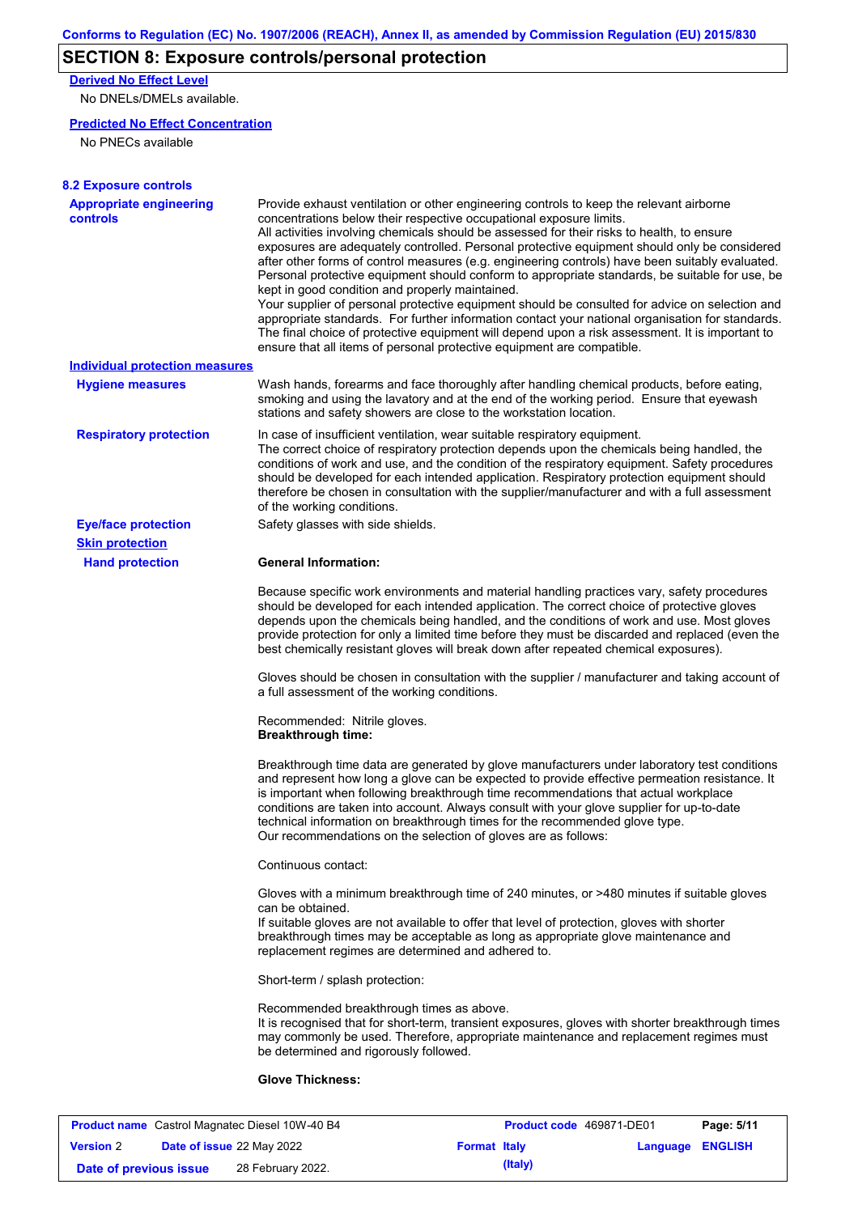## SECTION 8: Exposure controls/personal protection

**Derived No Effect Level**

No DNELs/DMELs available.

**Predicted No Effect Concentration**

No PNECs available

### 8.2 Exposure controls

**Appropriate engineering controls**

Provide exhaust ventilation or other engineering controls to keep the relevant airborne concentrations below their respective occupational exposure limits.
All activities involving chemicals should be assessed for their risks to health, to ensure exposures are adequately controlled. Personal protective equipment should only be considered after other forms of control measures (e.g. engineering controls) have been suitably evaluated. Personal protective equipment should conform to appropriate standards, be suitable for use, be kept in good condition and properly maintained.
Your supplier of personal protective equipment should be consulted for advice on selection and appropriate standards. For further information contact your national organisation for standards. The final choice of protective equipment will depend upon a risk assessment. It is important to ensure that all items of personal protective equipment are compatible.

**Individual protection measures**

**Hygiene measures**

Wash hands, forearms and face thoroughly after handling chemical products, before eating, smoking and using the lavatory and at the end of the working period. Ensure that eyewash stations and safety showers are close to the workstation location.

**Respiratory protection**

In case of insufficient ventilation, wear suitable respiratory equipment.
The correct choice of respiratory protection depends upon the chemicals being handled, the conditions of work and use, and the condition of the respiratory equipment. Safety procedures should be developed for each intended application. Respiratory protection equipment should therefore be chosen in consultation with the supplier/manufacturer and with a full assessment of the working conditions.

**Eye/face protection**

Safety glasses with side shields.

**Skin protection**

**Hand protection**

**General Information:**

Because specific work environments and material handling practices vary, safety procedures should be developed for each intended application. The correct choice of protective gloves depends upon the chemicals being handled, and the conditions of work and use. Most gloves provide protection for only a limited time before they must be discarded and replaced (even the best chemically resistant gloves will break down after repeated chemical exposures).

Gloves should be chosen in consultation with the supplier / manufacturer and taking account of a full assessment of the working conditions.

Recommended: Nitrile gloves.
**Breakthrough time:**

Breakthrough time data are generated by glove manufacturers under laboratory test conditions and represent how long a glove can be expected to provide effective permeation resistance. It is important when following breakthrough time recommendations that actual workplace conditions are taken into account. Always consult with your glove supplier for up-to-date technical information on breakthrough times for the recommended glove type.
Our recommendations on the selection of gloves are as follows:

Continuous contact:

Gloves with a minimum breakthrough time of 240 minutes, or >480 minutes if suitable gloves can be obtained.
If suitable gloves are not available to offer that level of protection, gloves with shorter breakthrough times may be acceptable as long as appropriate glove maintenance and replacement regimes are determined and adhered to.

Short-term / splash protection:

Recommended breakthrough times as above.
It is recognised that for short-term, transient exposures, gloves with shorter breakthrough times may commonly be used. Therefore, appropriate maintenance and replacement regimes must be determined and rigorously followed.

**Glove Thickness:**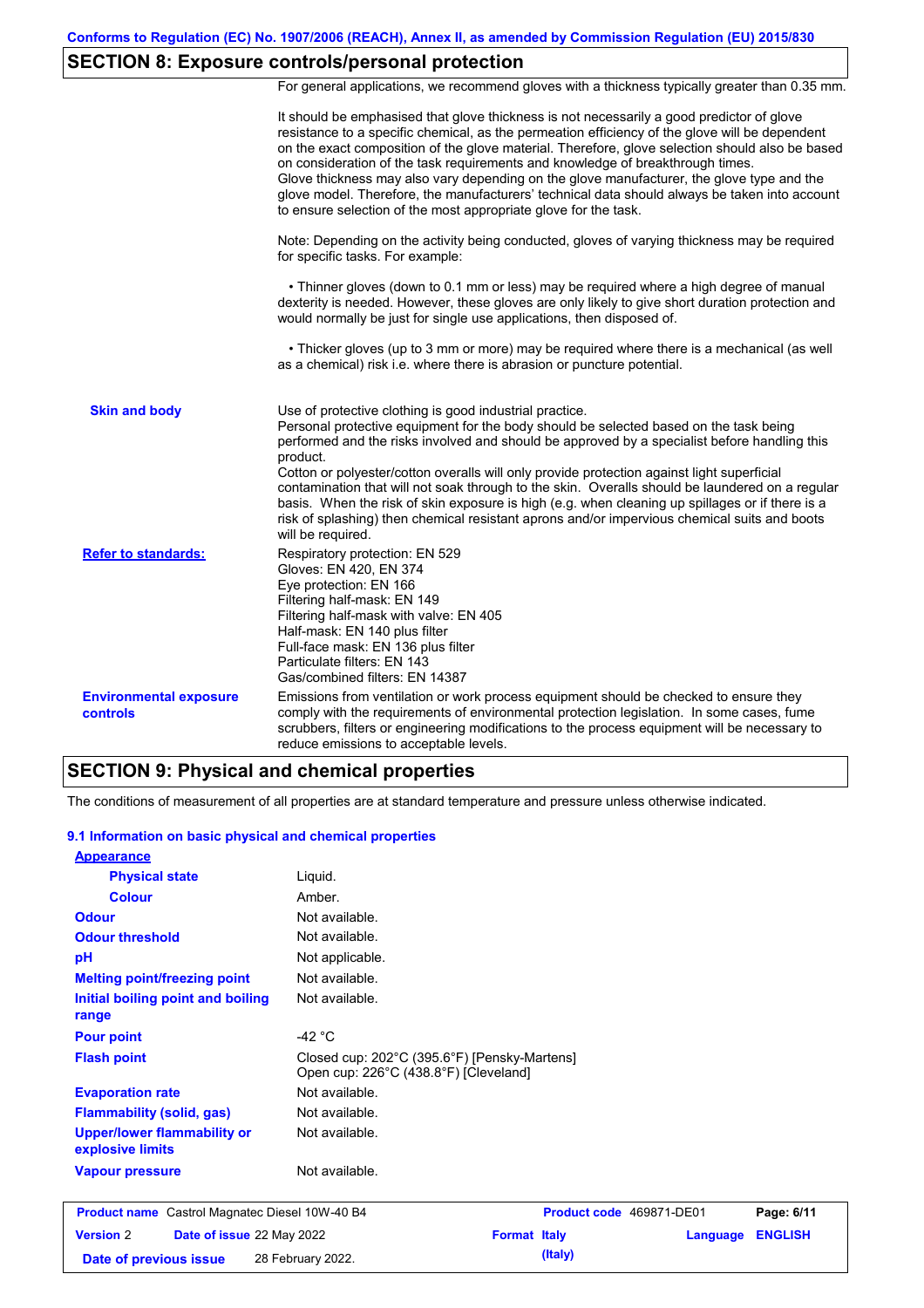## SECTION 8: Exposure controls/personal protection

For general applications, we recommend gloves with a thickness typically greater than 0.35 mm.

It should be emphasised that glove thickness is not necessarily a good predictor of glove resistance to a specific chemical, as the permeation efficiency of the glove will be dependent on the exact composition of the glove material. Therefore, glove selection should also be based on consideration of the task requirements and knowledge of breakthrough times.
Glove thickness may also vary depending on the glove manufacturer, the glove type and the glove model. Therefore, the manufacturers' technical data should always be taken into account to ensure selection of the most appropriate glove for the task.

Note: Depending on the activity being conducted, gloves of varying thickness may be required for specific tasks. For example:

• Thinner gloves (down to 0.1 mm or less) may be required where a high degree of manual dexterity is needed. However, these gloves are only likely to give short duration protection and would normally be just for single use applications, then disposed of.

• Thicker gloves (up to 3 mm or more) may be required where there is a mechanical (as well as a chemical) risk i.e. where there is abrasion or puncture potential.

**Skin and body**

Use of protective clothing is good industrial practice.
Personal protective equipment for the body should be selected based on the task being performed and the risks involved and should be approved by a specialist before handling this product.
Cotton or polyester/cotton overalls will only provide protection against light superficial contamination that will not soak through to the skin. Overalls should be laundered on a regular basis. When the risk of skin exposure is high (e.g. when cleaning up spillages or if there is a risk of splashing) then chemical resistant aprons and/or impervious chemical suits and boots will be required.

**Refer to standards:**

Respiratory protection: EN 529
Gloves: EN 420, EN 374
Eye protection: EN 166
Filtering half-mask: EN 149
Filtering half-mask with valve: EN 405
Half-mask: EN 140 plus filter
Full-face mask: EN 136 plus filter
Particulate filters: EN 143
Gas/combined filters: EN 14387

**Environmental exposure controls**

Emissions from ventilation or work process equipment should be checked to ensure they comply with the requirements of environmental protection legislation. In some cases, fume scrubbers, filters or engineering modifications to the process equipment will be necessary to reduce emissions to acceptable levels.

## SECTION 9: Physical and chemical properties

The conditions of measurement of all properties are at standard temperature and pressure unless otherwise indicated.

### 9.1 Information on basic physical and chemical properties

| Property | Value |
|---|---|
| **Appearance** | |
| Physical state | Liquid. |
| Colour | Amber. |
| **Odour** | Not available. |
| **Odour threshold** | Not available. |
| **pH** | Not applicable. |
| **Melting point/freezing point** | Not available. |
| **Initial boiling point and boiling range** | Not available. |
| **Pour point** | -42 °C |
| **Flash point** | Closed cup: 202°C (395.6°F) [Pensky-Martens]<br>Open cup: 226°C (438.8°F) [Cleveland] |
| **Evaporation rate** | Not available. |
| **Flammability (solid, gas)** | Not available. |
| **Upper/lower flammability or explosive limits** | Not available. |
| **Vapour pressure** | Not available. |

| Product name | Castrol Magnatec Diesel 10W-40 B4 | Product code | 469871-DE01 |
|---|---|---|---|
| Version | 2 | Date of issue | 22 May 2022 |
| Format | Italy (Italy) | Language | ENGLISH |
| Date of previous issue | 28 February 2022. | | |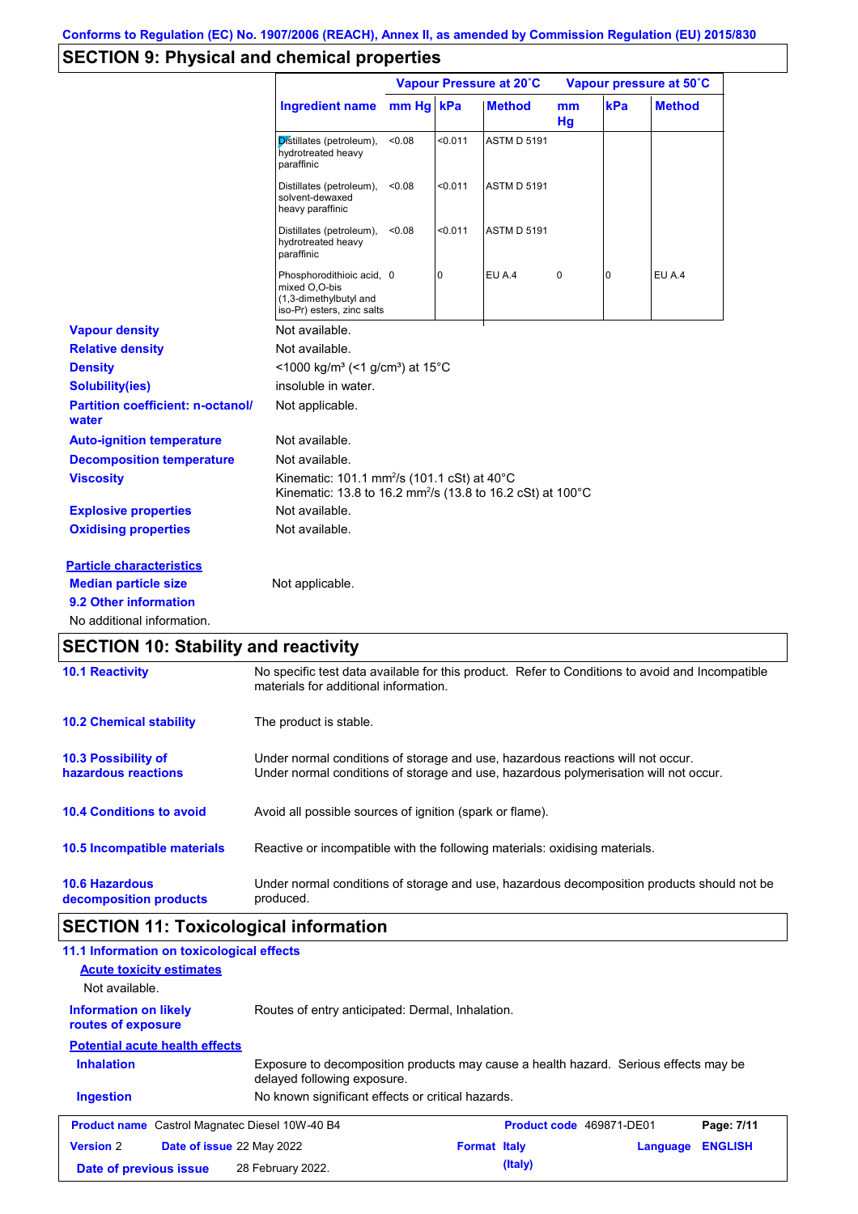Conforms to Regulation (EC) No. 1907/2006 (REACH), Annex II, as amended by Commission Regulation (EU) 2015/830

## SECTION 9: Physical and chemical properties

| Ingredient name | Vapour Pressure at 20˚C mm Hg | Vapour Pressure at 20˚C kPa | Vapour Pressure at 20˚C Method | Vapour pressure at 50˚C mm Hg | Vapour pressure at 50˚C kPa | Vapour pressure at 50˚C Method |
|---|---|---|---|---|---|---|
| Distillates (petroleum), hydrotreated heavy paraffinic | <0.08 | <0.011 | ASTM D 5191 | | | |
| Distillates (petroleum), solvent-dewaxed heavy paraffinic | <0.08 | <0.011 | ASTM D 5191 | | | |
| Distillates (petroleum), hydrotreated heavy paraffinic | <0.08 | <0.011 | ASTM D 5191 | | | |
| Phosphorodithioic acid, mixed O,O-bis (1,3-dimethylbutyl and iso-Pr) esters, zinc salts | 0 | 0 | EU A.4 | 0 | 0 | EU A.4 |

**Vapour density** Not available.

**Relative density** Not available.

**Density** <1000 kg/m³ (<1 g/cm³) at 15°C

**Solubility(ies)** insoluble in water.

**Partition coefficient: n-octanol/ water** Not applicable.

**Auto-ignition temperature** Not available.

**Decomposition temperature** Not available.

**Viscosity** Kinematic: 101.1 mm²/s (101.1 cSt) at 40°C
Kinematic: 13.8 to 16.2 mm²/s (13.8 to 16.2 cSt) at 100°C

**Explosive properties** Not available.

**Oxidising properties** Not available.

**Particle characteristics**

**Median particle size** Not applicable.

**9.2 Other information**

No additional information.

## SECTION 10: Stability and reactivity

**10.1 Reactivity** No specific test data available for this product. Refer to Conditions to avoid and Incompatible materials for additional information.

**10.2 Chemical stability** The product is stable.

**10.3 Possibility of hazardous reactions** Under normal conditions of storage and use, hazardous reactions will not occur.
Under normal conditions of storage and use, hazardous polymerisation will not occur.

**10.4 Conditions to avoid** Avoid all possible sources of ignition (spark or flame).

**10.5 Incompatible materials** Reactive or incompatible with the following materials: oxidising materials.

**10.6 Hazardous decomposition products** Under normal conditions of storage and use, hazardous decomposition products should not be produced.

## SECTION 11: Toxicological information

**11.1 Information on toxicological effects**

**Acute toxicity estimates**

Not available.

**Information on likely routes of exposure** Routes of entry anticipated: Dermal, Inhalation.

**Potential acute health effects**

**Inhalation** Exposure to decomposition products may cause a health hazard. Serious effects may be delayed following exposure.

**Ingestion** No known significant effects or critical hazards.

| Product name Castrol Magnatec Diesel 10W-40 B4 | Product code 469871-DE01 | Page: 7/11 |
|---|---|---|
| Version 2 Date of issue 22 May 2022 | Format Italy | Language ENGLISH |
| Date of previous issue 28 February 2022. | (Italy) | |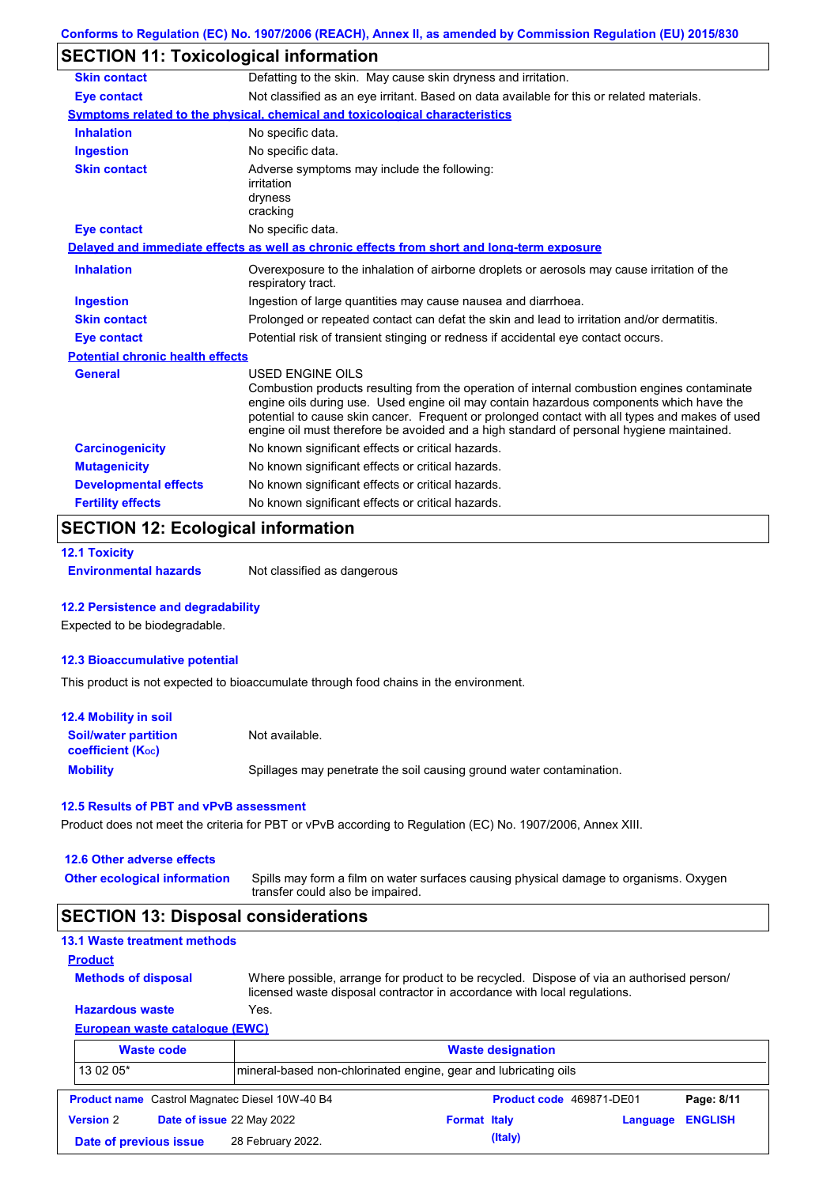## SECTION 11: Toxicological information

| | |
|---|---|
| **Skin contact** | Defatting to the skin. May cause skin dryness and irritation. |
| **Eye contact** | Not classified as an eye irritant. Based on data available for this or related materials. |

**Symptoms related to the physical, chemical and toxicological characteristics**

| | |
|---|---|
| **Inhalation** | No specific data. |
| **Ingestion** | No specific data. |
| **Skin contact** | Adverse symptoms may include the following: irritation dryness cracking |
| **Eye contact** | No specific data. |

**Delayed and immediate effects as well as chronic effects from short and long-term exposure**

| | |
|---|---|
| **Inhalation** | Overexposure to the inhalation of airborne droplets or aerosols may cause irritation of the respiratory tract. |
| **Ingestion** | Ingestion of large quantities may cause nausea and diarrhoea. |
| **Skin contact** | Prolonged or repeated contact can defat the skin and lead to irritation and/or dermatitis. |
| **Eye contact** | Potential risk of transient stinging or redness if accidental eye contact occurs. |

**Potential chronic health effects**

| | |
|---|---|
| **General** | USED ENGINE OILS Combustion products resulting from the operation of internal combustion engines contaminate engine oils during use. Used engine oil may contain hazardous components which have the potential to cause skin cancer. Frequent or prolonged contact with all types and makes of used engine oil must therefore be avoided and a high standard of personal hygiene maintained. |
| **Carcinogenicity** | No known significant effects or critical hazards. |
| **Mutagenicity** | No known significant effects or critical hazards. |
| **Developmental effects** | No known significant effects or critical hazards. |
| **Fertility effects** | No known significant effects or critical hazards. |

## SECTION 12: Ecological information

### 12.1 Toxicity

**Environmental hazards** Not classified as dangerous

### 12.2 Persistence and degradability

Expected to be biodegradable.

### 12.3 Bioaccumulative potential

This product is not expected to bioaccumulate through food chains in the environment.

### 12.4 Mobility in soil

| | |
|---|---|
| **Soil/water partition coefficient ($K_{OC}$)** | Not available. |
| **Mobility** | Spillages may penetrate the soil causing ground water contamination. |

### 12.5 Results of PBT and vPvB assessment

Product does not meet the criteria for PBT or vPvB according to Regulation (EC) No. 1907/2006, Annex XIII.

### 12.6 Other adverse effects

**Other ecological information** Spills may form a film on water surfaces causing physical damage to organisms. Oxygen transfer could also be impaired.

## SECTION 13: Disposal considerations

### 13.1 Waste treatment methods

**Product**

| | |
|---|---|
| **Methods of disposal** | Where possible, arrange for product to be recycled. Dispose of via an authorised person/ licensed waste disposal contractor in accordance with local regulations. |
| **Hazardous waste** | Yes. |

**European waste catalogue (EWC)**

| Waste code | Waste designation |
|---|---|
| 13 02 05* | mineral-based non-chlorinated engine, gear and lubricating oils |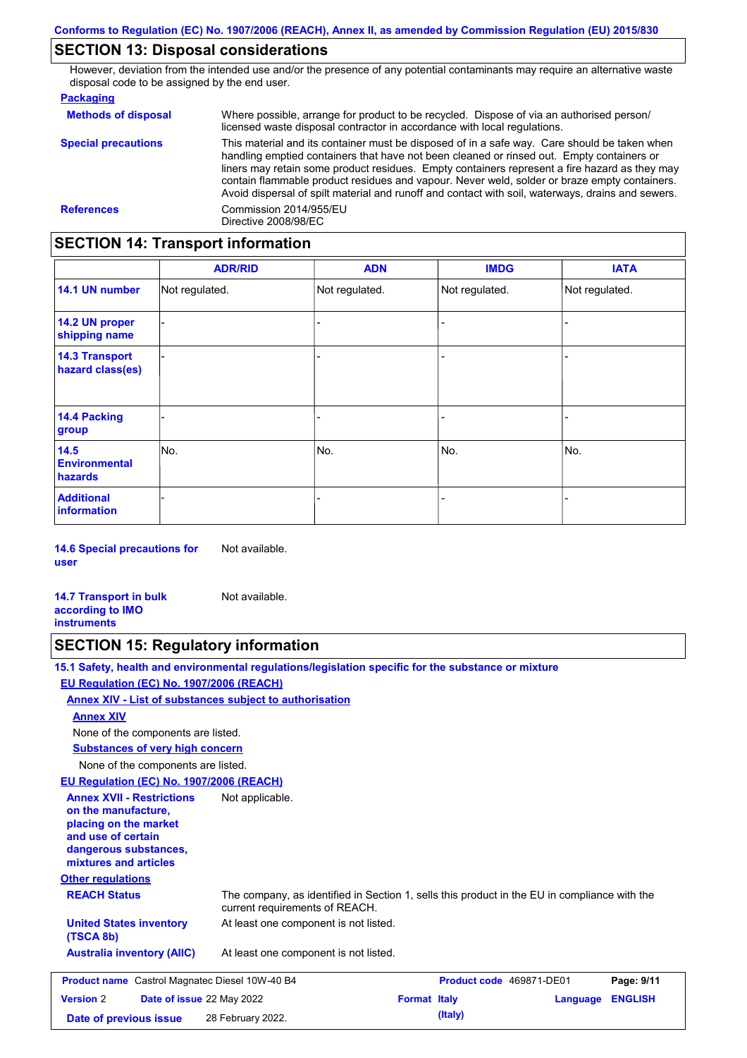## SECTION 13: Disposal considerations

However, deviation from the intended use and/or the presence of any potential contaminants may require an alternative waste disposal code to be assigned by the end user.

**Packaging**

**Methods of disposal** — Where possible, arrange for product to be recycled. Dispose of via an authorised person/ licensed waste disposal contractor in accordance with local regulations.

**Special precautions** — This material and its container must be disposed of in a safe way. Care should be taken when handling emptied containers that have not been cleaned or rinsed out. Empty containers or liners may retain some product residues. Empty containers represent a fire hazard as they may contain flammable product residues and vapour. Never weld, solder or braze empty containers. Avoid dispersal of spilt material and runoff and contact with soil, waterways, drains and sewers.

**References** — Commission 2014/955/EU
Directive 2008/98/EC

## SECTION 14: Transport information

| | ADR/RID | ADN | IMDG | IATA |
|---|---|---|---|---|
| 14.1 UN number | Not regulated. | Not regulated. | Not regulated. | Not regulated. |
| 14.2 UN proper shipping name | - | - | - | - |
| 14.3 Transport hazard class(es) | - | - | - | - |
| 14.4 Packing group | - | - | - | - |
| 14.5 Environmental hazards | No. | No. | No. | No. |
| Additional information | - | - | - | - |

**14.6 Special precautions for user** — Not available.

**14.7 Transport in bulk according to IMO instruments** — Not available.

## SECTION 15: Regulatory information

**15.1 Safety, health and environmental regulations/legislation specific for the substance or mixture**

**EU Regulation (EC) No. 1907/2006 (REACH)**

**Annex XIV - List of substances subject to authorisation**

**Annex XIV**

None of the components are listed.

**Substances of very high concern**

None of the components are listed.

**EU Regulation (EC) No. 1907/2006 (REACH)**

**Annex XVII - Restrictions on the manufacture, placing on the market and use of certain dangerous substances, mixtures and articles** — Not applicable.

**Other regulations**

**REACH Status** — The company, as identified in Section 1, sells this product in the EU in compliance with the current requirements of REACH.

**United States inventory (TSCA 8b)** — At least one component is not listed.

**Australia inventory (AIIC)** — At least one component is not listed.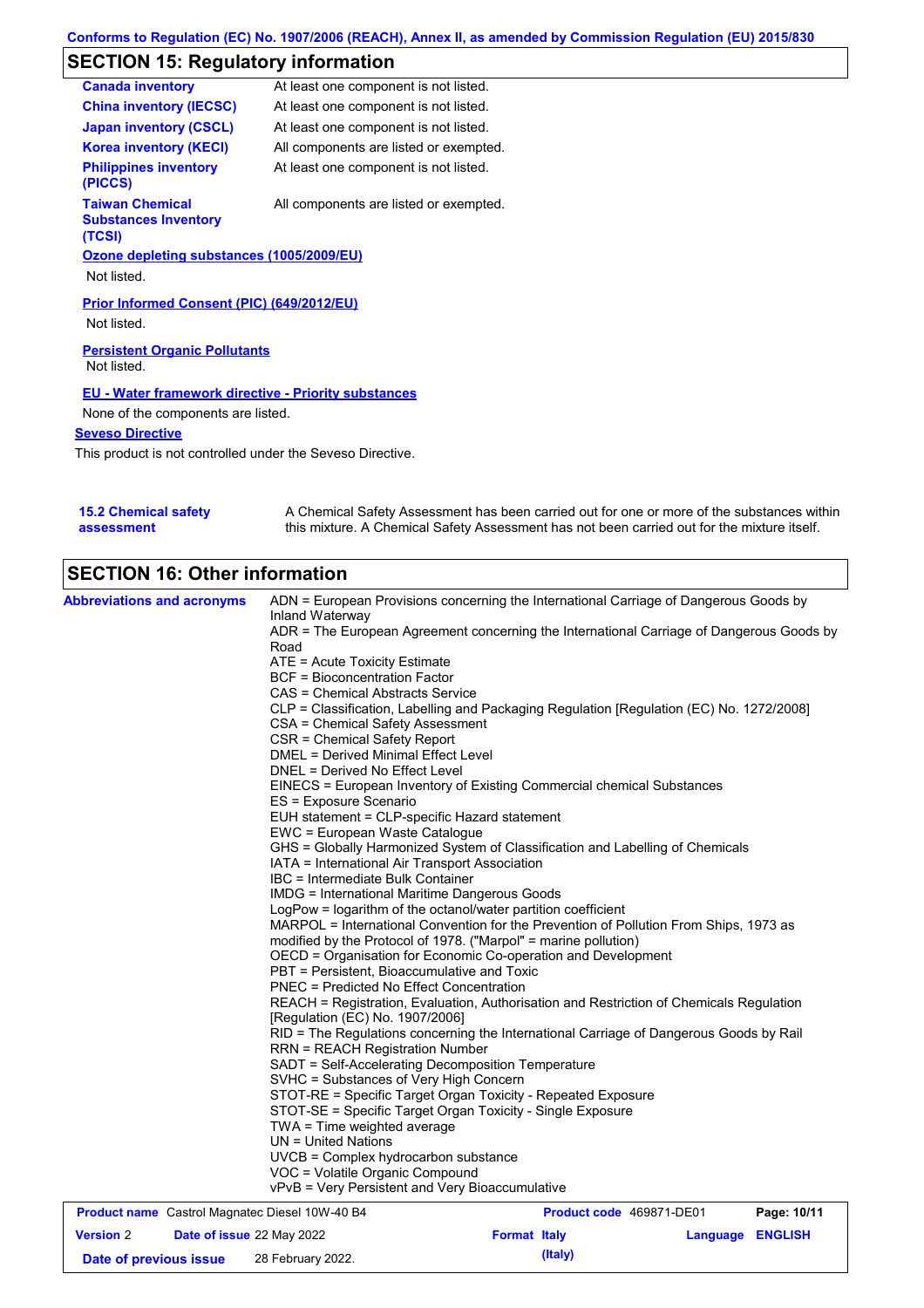## SECTION 15: Regulatory information

| | |
|---|---|
| **Canada inventory** | At least one component is not listed. |
| **China inventory (IECSC)** | At least one component is not listed. |
| **Japan inventory (CSCL)** | At least one component is not listed. |
| **Korea inventory (KECI)** | All components are listed or exempted. |
| **Philippines inventory (PICCS)** | At least one component is not listed. |
| **Taiwan Chemical Substances Inventory (TCSI)** | All components are listed or exempted. |

**Ozone depleting substances (1005/2009/EU)**

Not listed.

**Prior Informed Consent (PIC) (649/2012/EU)**

Not listed.

**Persistent Organic Pollutants**

Not listed.

**EU - Water framework directive - Priority substances**

None of the components are listed.

**Seveso Directive**

This product is not controlled under the Seveso Directive.

**15.2 Chemical safety assessment**

A Chemical Safety Assessment has been carried out for one or more of the substances within this mixture. A Chemical Safety Assessment has not been carried out for the mixture itself.

## SECTION 16: Other information

**Abbreviations and acronyms**

ADN = European Provisions concerning the International Carriage of Dangerous Goods by Inland Waterway
ADR = The European Agreement concerning the International Carriage of Dangerous Goods by Road
ATE = Acute Toxicity Estimate
BCF = Bioconcentration Factor
CAS = Chemical Abstracts Service
CLP = Classification, Labelling and Packaging Regulation [Regulation (EC) No. 1272/2008]
CSA = Chemical Safety Assessment
CSR = Chemical Safety Report
DMEL = Derived Minimal Effect Level
DNEL = Derived No Effect Level
EINECS = European Inventory of Existing Commercial chemical Substances
ES = Exposure Scenario
EUH statement = CLP-specific Hazard statement
EWC = European Waste Catalogue
GHS = Globally Harmonized System of Classification and Labelling of Chemicals
IATA = International Air Transport Association
IBC = Intermediate Bulk Container
IMDG = International Maritime Dangerous Goods
LogPow = logarithm of the octanol/water partition coefficient
MARPOL = International Convention for the Prevention of Pollution From Ships, 1973 as modified by the Protocol of 1978. ("Marpol" = marine pollution)
OECD = Organisation for Economic Co-operation and Development
PBT = Persistent, Bioaccumulative and Toxic
PNEC = Predicted No Effect Concentration
REACH = Registration, Evaluation, Authorisation and Restriction of Chemicals Regulation [Regulation (EC) No. 1907/2006]
RID = The Regulations concerning the International Carriage of Dangerous Goods by Rail
RRN = REACH Registration Number
SADT = Self-Accelerating Decomposition Temperature
SVHC = Substances of Very High Concern
STOT-RE = Specific Target Organ Toxicity - Repeated Exposure
STOT-SE = Specific Target Organ Toxicity - Single Exposure
TWA = Time weighted average
UN = United Nations
UVCB = Complex hydrocarbon substance
VOC = Volatile Organic Compound
vPvB = Very Persistent and Very Bioaccumulative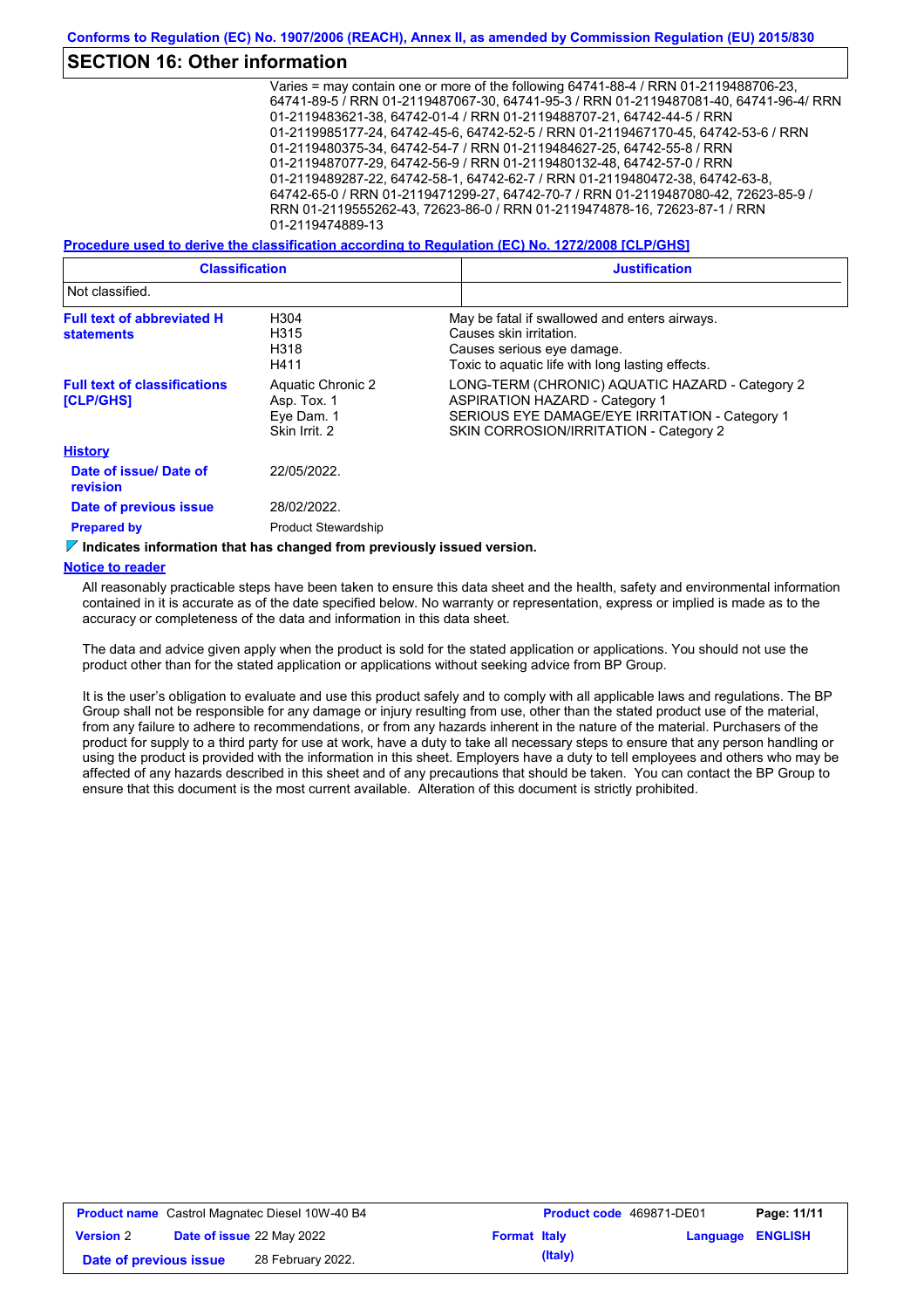Conforms to Regulation (EC) No. 1907/2006 (REACH), Annex II, as amended by Commission Regulation (EU) 2015/830

## SECTION 16: Other information

Varies = may contain one or more of the following 64741-88-4 / RRN 01-2119488706-23, 64741-89-5 / RRN 01-2119487067-30, 64741-95-3 / RRN 01-2119487081-40, 64741-96-4/ RRN 01-2119483621-38, 64742-01-4 / RRN 01-2119488707-21, 64742-44-5 / RRN 01-2119985177-24, 64742-45-6, 64742-52-5 / RRN 01-2119467170-45, 64742-53-6 / RRN 01-2119480375-34, 64742-54-7 / RRN 01-2119484627-25, 64742-55-8 / RRN 01-2119487077-29, 64742-56-9 / RRN 01-2119480132-48, 64742-57-0 / RRN 01-2119489287-22, 64742-58-1, 64742-62-7 / RRN 01-2119480472-38, 64742-63-8, 64742-65-0 / RRN 01-2119471299-27, 64742-70-7 / RRN 01-2119487080-42, 72623-85-9 / RRN 01-2119555262-43, 72623-86-0 / RRN 01-2119474878-16, 72623-87-1 / RRN 01-2119474889-13

**Procedure used to derive the classification according to Regulation (EC) No. 1272/2008 [CLP/GHS]**

| Classification | Justification |
|---|---|
| Not classified. | |

**Full text of abbreviated H statements**

| | |
|---|---|
| H304 | May be fatal if swallowed and enters airways. |
| H315 | Causes skin irritation. |
| H318 | Causes serious eye damage. |
| H411 | Toxic to aquatic life with long lasting effects. |

**Full text of classifications [CLP/GHS]**

| | |
|---|---|
| Aquatic Chronic 2 | LONG-TERM (CHRONIC) AQUATIC HAZARD - Category 2 |
| Asp. Tox. 1 | ASPIRATION HAZARD - Category 1 |
| Eye Dam. 1 | SERIOUS EYE DAMAGE/EYE IRRITATION - Category 1 |
| Skin Irrit. 2 | SKIN CORROSION/IRRITATION - Category 2 |

**History**

**Date of issue/ Date of revision** 22/05/2022.

**Date of previous issue** 28/02/2022.

**Prepared by** Product Stewardship

**Indicates information that has changed from previously issued version.**

**Notice to reader**

All reasonably practicable steps have been taken to ensure this data sheet and the health, safety and environmental information contained in it is accurate as of the date specified below. No warranty or representation, express or implied is made as to the accuracy or completeness of the data and information in this data sheet.

The data and advice given apply when the product is sold for the stated application or applications. You should not use the product other than for the stated application or applications without seeking advice from BP Group.

It is the user's obligation to evaluate and use this product safely and to comply with all applicable laws and regulations. The BP Group shall not be responsible for any damage or injury resulting from use, other than the stated product use of the material, from any failure to adhere to recommendations, or from any hazards inherent in the nature of the material. Purchasers of the product for supply to a third party for use at work, have a duty to take all necessary steps to ensure that any person handling or using the product is provided with the information in this sheet. Employers have a duty to tell employees and others who may be affected of any hazards described in this sheet and of any precautions that should be taken. You can contact the BP Group to ensure that this document is the most current available. Alteration of this document is strictly prohibited.